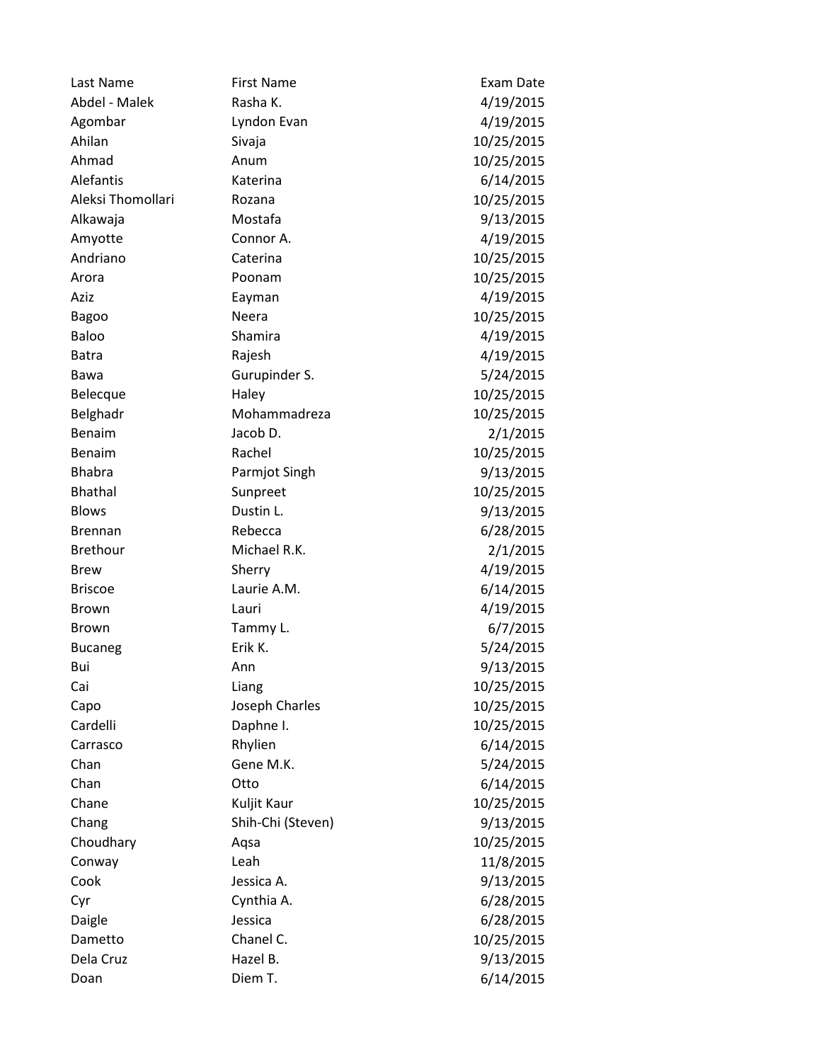| Last Name | First Name | Exam Date |
|---|---|---|
| Abdel - Malek | Rasha K. | 4/19/2015 |
| Agombar | Lyndon Evan | 4/19/2015 |
| Ahilan | Sivaja | 10/25/2015 |
| Ahmad | Anum | 10/25/2015 |
| Alefantis | Katerina | 6/14/2015 |
| Aleksi Thomollari | Rozana | 10/25/2015 |
| Alkawaja | Mostafa | 9/13/2015 |
| Amyotte | Connor A. | 4/19/2015 |
| Andriano | Caterina | 10/25/2015 |
| Arora | Poonam | 10/25/2015 |
| Aziz | Eayman | 4/19/2015 |
| Bagoo | Neera | 10/25/2015 |
| Baloo | Shamira | 4/19/2015 |
| Batra | Rajesh | 4/19/2015 |
| Bawa | Gurupinder S. | 5/24/2015 |
| Belecque | Haley | 10/25/2015 |
| Belghadr | Mohammadreza | 10/25/2015 |
| Benaim | Jacob D. | 2/1/2015 |
| Benaim | Rachel | 10/25/2015 |
| Bhabra | Parmjot Singh | 9/13/2015 |
| Bhathal | Sunpreet | 10/25/2015 |
| Blows | Dustin L. | 9/13/2015 |
| Brennan | Rebecca | 6/28/2015 |
| Brethour | Michael R.K. | 2/1/2015 |
| Brew | Sherry | 4/19/2015 |
| Briscoe | Laurie A.M. | 6/14/2015 |
| Brown | Lauri | 4/19/2015 |
| Brown | Tammy L. | 6/7/2015 |
| Bucaneg | Erik K. | 5/24/2015 |
| Bui | Ann | 9/13/2015 |
| Cai | Liang | 10/25/2015 |
| Capo | Joseph Charles | 10/25/2015 |
| Cardelli | Daphne I. | 10/25/2015 |
| Carrasco | Rhylien | 6/14/2015 |
| Chan | Gene M.K. | 5/24/2015 |
| Chan | Otto | 6/14/2015 |
| Chane | Kuljit Kaur | 10/25/2015 |
| Chang | Shih-Chi (Steven) | 9/13/2015 |
| Choudhary | Aqsa | 10/25/2015 |
| Conway | Leah | 11/8/2015 |
| Cook | Jessica A. | 9/13/2015 |
| Cyr | Cynthia A. | 6/28/2015 |
| Daigle | Jessica | 6/28/2015 |
| Dametto | Chanel C. | 10/25/2015 |
| Dela Cruz | Hazel B. | 9/13/2015 |
| Doan | Diem T. | 6/14/2015 |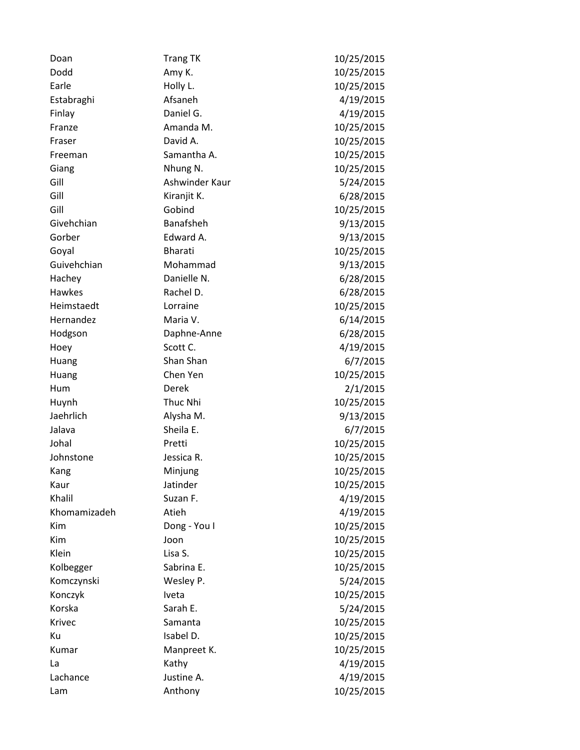| | | |
|---|---|---|
| Doan | Trang TK | 10/25/2015 |
| Dodd | Amy K. | 10/25/2015 |
| Earle | Holly L. | 10/25/2015 |
| Estabraghi | Afsaneh | 4/19/2015 |
| Finlay | Daniel G. | 4/19/2015 |
| Franze | Amanda M. | 10/25/2015 |
| Fraser | David A. | 10/25/2015 |
| Freeman | Samantha A. | 10/25/2015 |
| Giang | Nhung N. | 10/25/2015 |
| Gill | Ashwinder Kaur | 5/24/2015 |
| Gill | Kiranjit K. | 6/28/2015 |
| Gill | Gobind | 10/25/2015 |
| Givehchian | Banafsheh | 9/13/2015 |
| Gorber | Edward A. | 9/13/2015 |
| Goyal | Bharati | 10/25/2015 |
| Guivehchian | Mohammad | 9/13/2015 |
| Hachey | Danielle N. | 6/28/2015 |
| Hawkes | Rachel D. | 6/28/2015 |
| Heimstaedt | Lorraine | 10/25/2015 |
| Hernandez | Maria V. | 6/14/2015 |
| Hodgson | Daphne-Anne | 6/28/2015 |
| Hoey | Scott C. | 4/19/2015 |
| Huang | Shan Shan | 6/7/2015 |
| Huang | Chen Yen | 10/25/2015 |
| Hum | Derek | 2/1/2015 |
| Huynh | Thuc Nhi | 10/25/2015 |
| Jaehrlich | Alysha M. | 9/13/2015 |
| Jalava | Sheila E. | 6/7/2015 |
| Johal | Pretti | 10/25/2015 |
| Johnstone | Jessica R. | 10/25/2015 |
| Kang | Minjung | 10/25/2015 |
| Kaur | Jatinder | 10/25/2015 |
| Khalil | Suzan F. | 4/19/2015 |
| Khomamizadeh | Atieh | 4/19/2015 |
| Kim | Dong - You I | 10/25/2015 |
| Kim | Joon | 10/25/2015 |
| Klein | Lisa S. | 10/25/2015 |
| Kolbegger | Sabrina E. | 10/25/2015 |
| Komczynski | Wesley P. | 5/24/2015 |
| Konczyk | Iveta | 10/25/2015 |
| Korska | Sarah E. | 5/24/2015 |
| Krivec | Samanta | 10/25/2015 |
| Ku | Isabel D. | 10/25/2015 |
| Kumar | Manpreet K. | 10/25/2015 |
| La | Kathy | 4/19/2015 |
| Lachance | Justine A. | 4/19/2015 |
| Lam | Anthony | 10/25/2015 |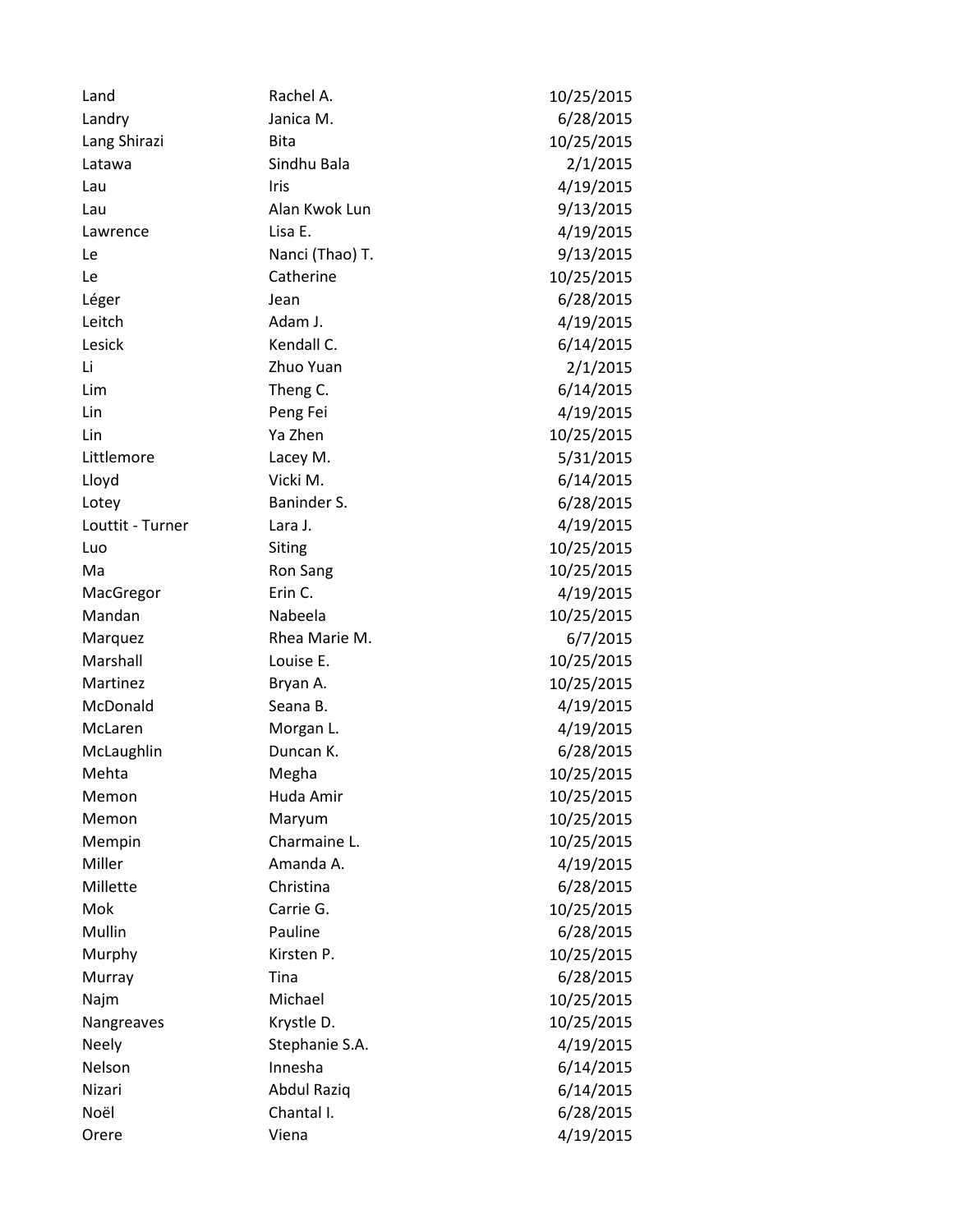| | | |
|---|---|---|
| Land | Rachel A. | 10/25/2015 |
| Landry | Janica M. | 6/28/2015 |
| Lang Shirazi | Bita | 10/25/2015 |
| Latawa | Sindhu Bala | 2/1/2015 |
| Lau | Iris | 4/19/2015 |
| Lau | Alan Kwok Lun | 9/13/2015 |
| Lawrence | Lisa E. | 4/19/2015 |
| Le | Nanci (Thao) T. | 9/13/2015 |
| Le | Catherine | 10/25/2015 |
| Léger | Jean | 6/28/2015 |
| Leitch | Adam J. | 4/19/2015 |
| Lesick | Kendall C. | 6/14/2015 |
| Li | Zhuo Yuan | 2/1/2015 |
| Lim | Theng C. | 6/14/2015 |
| Lin | Peng Fei | 4/19/2015 |
| Lin | Ya Zhen | 10/25/2015 |
| Littlemore | Lacey M. | 5/31/2015 |
| Lloyd | Vicki M. | 6/14/2015 |
| Lotey | Baninder S. | 6/28/2015 |
| Louttit - Turner | Lara J. | 4/19/2015 |
| Luo | Siting | 10/25/2015 |
| Ma | Ron Sang | 10/25/2015 |
| MacGregor | Erin C. | 4/19/2015 |
| Mandan | Nabeela | 10/25/2015 |
| Marquez | Rhea Marie M. | 6/7/2015 |
| Marshall | Louise E. | 10/25/2015 |
| Martinez | Bryan A. | 10/25/2015 |
| McDonald | Seana B. | 4/19/2015 |
| McLaren | Morgan L. | 4/19/2015 |
| McLaughlin | Duncan K. | 6/28/2015 |
| Mehta | Megha | 10/25/2015 |
| Memon | Huda Amir | 10/25/2015 |
| Memon | Maryum | 10/25/2015 |
| Mempin | Charmaine L. | 10/25/2015 |
| Miller | Amanda A. | 4/19/2015 |
| Millette | Christina | 6/28/2015 |
| Mok | Carrie G. | 10/25/2015 |
| Mullin | Pauline | 6/28/2015 |
| Murphy | Kirsten P. | 10/25/2015 |
| Murray | Tina | 6/28/2015 |
| Najm | Michael | 10/25/2015 |
| Nangreaves | Krystle D. | 10/25/2015 |
| Neely | Stephanie S.A. | 4/19/2015 |
| Nelson | Innesha | 6/14/2015 |
| Nizari | Abdul Raziq | 6/14/2015 |
| Noël | Chantal I. | 6/28/2015 |
| Orere | Viena | 4/19/2015 |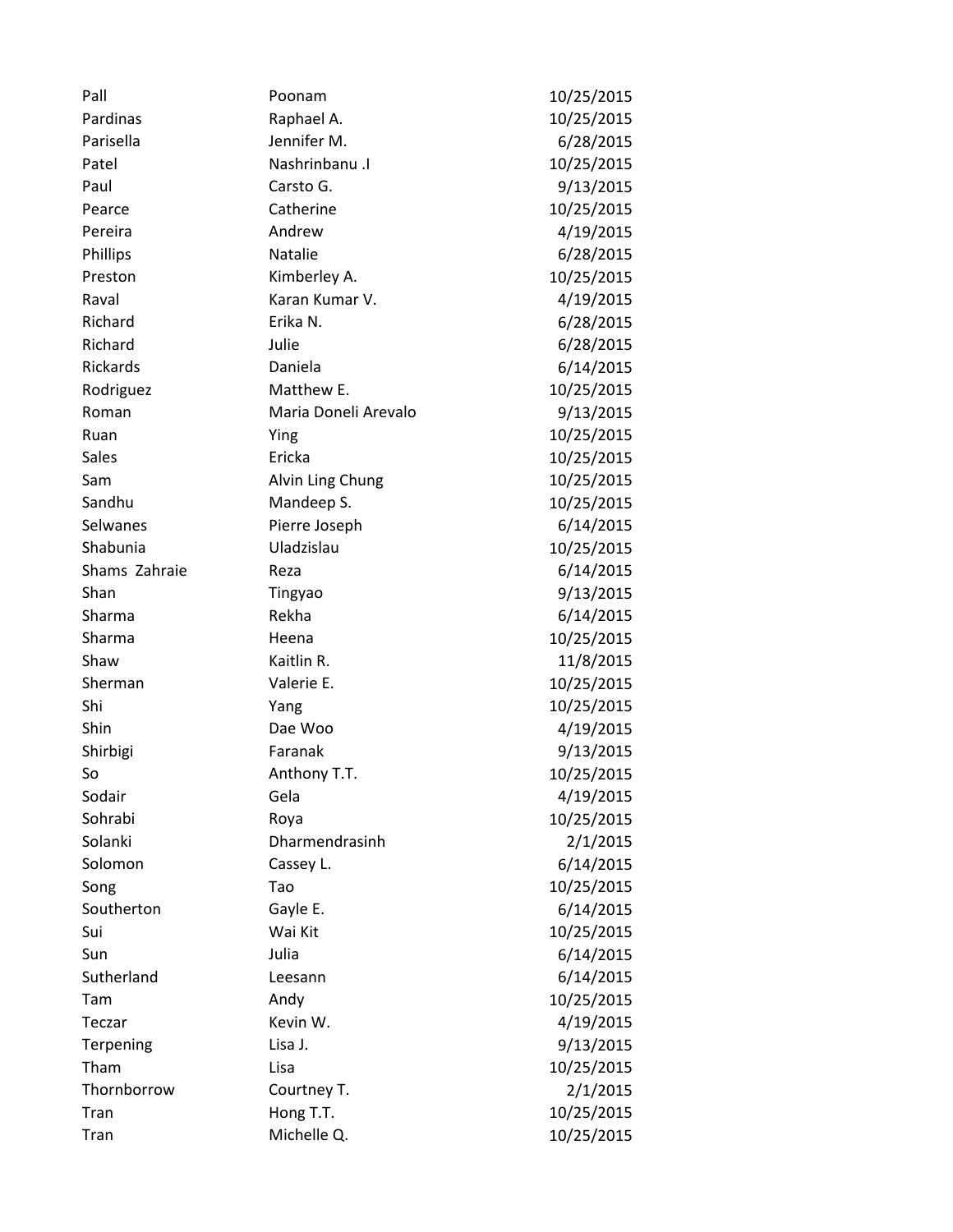| | | |
|---|---|---|
| Pall | Poonam | 10/25/2015 |
| Pardinas | Raphael A. | 10/25/2015 |
| Parisella | Jennifer M. | 6/28/2015 |
| Patel | Nashrinbanu .I | 10/25/2015 |
| Paul | Carsto G. | 9/13/2015 |
| Pearce | Catherine | 10/25/2015 |
| Pereira | Andrew | 4/19/2015 |
| Phillips | Natalie | 6/28/2015 |
| Preston | Kimberley A. | 10/25/2015 |
| Raval | Karan Kumar V. | 4/19/2015 |
| Richard | Erika N. | 6/28/2015 |
| Richard | Julie | 6/28/2015 |
| Rickards | Daniela | 6/14/2015 |
| Rodriguez | Matthew E. | 10/25/2015 |
| Roman | Maria Doneli Arevalo | 9/13/2015 |
| Ruan | Ying | 10/25/2015 |
| Sales | Ericka | 10/25/2015 |
| Sam | Alvin Ling Chung | 10/25/2015 |
| Sandhu | Mandeep S. | 10/25/2015 |
| Selwanes | Pierre Joseph | 6/14/2015 |
| Shabunia | Uladzislau | 10/25/2015 |
| Shams Zahraie | Reza | 6/14/2015 |
| Shan | Tingyao | 9/13/2015 |
| Sharma | Rekha | 6/14/2015 |
| Sharma | Heena | 10/25/2015 |
| Shaw | Kaitlin R. | 11/8/2015 |
| Sherman | Valerie E. | 10/25/2015 |
| Shi | Yang | 10/25/2015 |
| Shin | Dae Woo | 4/19/2015 |
| Shirbigi | Faranak | 9/13/2015 |
| So | Anthony T.T. | 10/25/2015 |
| Sodair | Gela | 4/19/2015 |
| Sohrabi | Roya | 10/25/2015 |
| Solanki | Dharmendrasinh | 2/1/2015 |
| Solomon | Cassey L. | 6/14/2015 |
| Song | Tao | 10/25/2015 |
| Southerton | Gayle E. | 6/14/2015 |
| Sui | Wai Kit | 10/25/2015 |
| Sun | Julia | 6/14/2015 |
| Sutherland | Leesann | 6/14/2015 |
| Tam | Andy | 10/25/2015 |
| Teczar | Kevin W. | 4/19/2015 |
| Terpening | Lisa J. | 9/13/2015 |
| Tham | Lisa | 10/25/2015 |
| Thornborrow | Courtney T. | 2/1/2015 |
| Tran | Hong T.T. | 10/25/2015 |
| Tran | Michelle Q. | 10/25/2015 |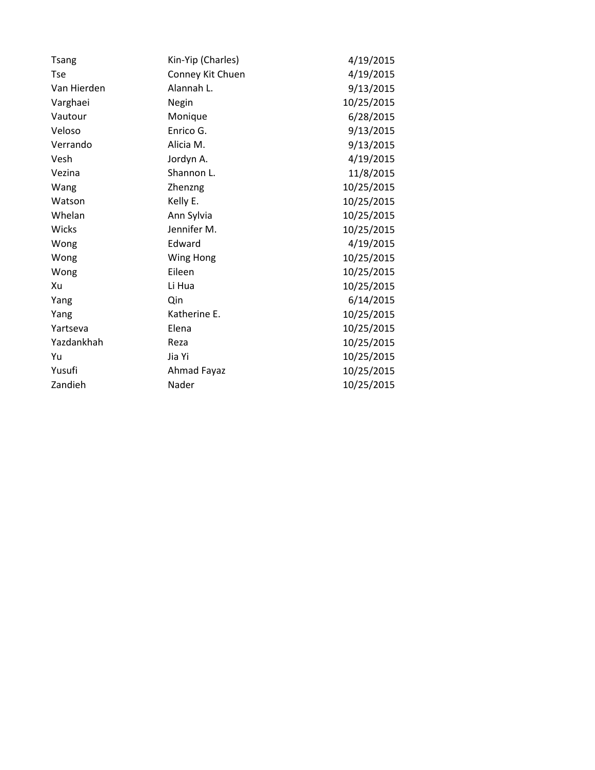| | | |
|---|---|---|
| Tsang | Kin-Yip (Charles) | 4/19/2015 |
| Tse | Conney Kit Chuen | 4/19/2015 |
| Van Hierden | Alannah L. | 9/13/2015 |
| Varghaei | Negin | 10/25/2015 |
| Vautour | Monique | 6/28/2015 |
| Veloso | Enrico G. | 9/13/2015 |
| Verrando | Alicia M. | 9/13/2015 |
| Vesh | Jordyn A. | 4/19/2015 |
| Vezina | Shannon L. | 11/8/2015 |
| Wang | Zhenzng | 10/25/2015 |
| Watson | Kelly E. | 10/25/2015 |
| Whelan | Ann Sylvia | 10/25/2015 |
| Wicks | Jennifer M. | 10/25/2015 |
| Wong | Edward | 4/19/2015 |
| Wong | Wing Hong | 10/25/2015 |
| Wong | Eileen | 10/25/2015 |
| Xu | Li Hua | 10/25/2015 |
| Yang | Qin | 6/14/2015 |
| Yang | Katherine E. | 10/25/2015 |
| Yartseva | Elena | 10/25/2015 |
| Yazdankhah | Reza | 10/25/2015 |
| Yu | Jia Yi | 10/25/2015 |
| Yusufi | Ahmad Fayaz | 10/25/2015 |
| Zandieh | Nader | 10/25/2015 |